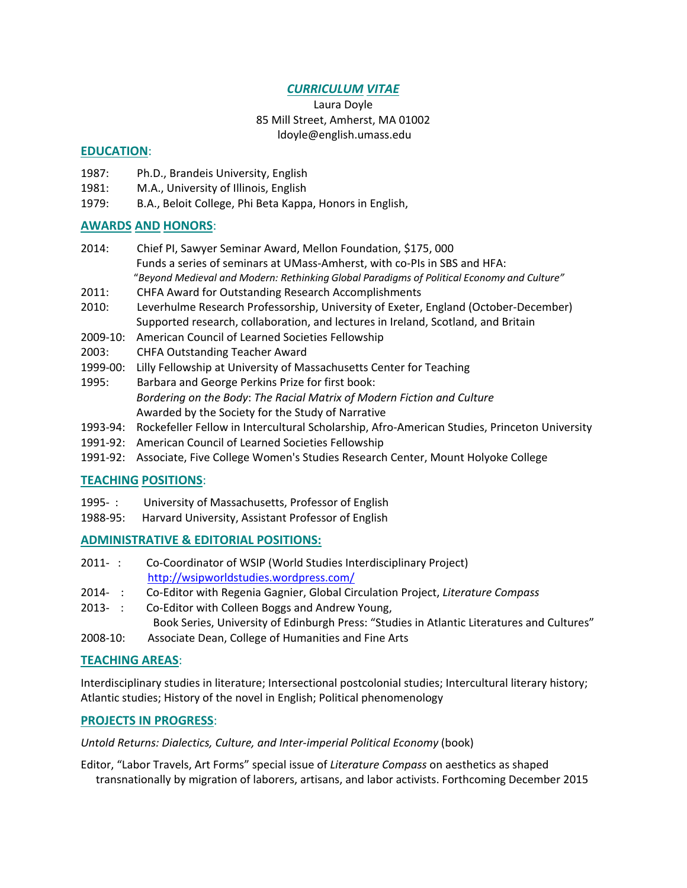# *CURRICULUM VITAE*

Laura Doyle
85 Mill Street, Amherst, MA 01002
ldoyle@english.umass.edu

## EDUCATION:

1987: Ph.D., Brandeis University, English
1981: M.A., University of Illinois, English
1979: B.A., Beloit College, Phi Beta Kappa, Honors in English,

## AWARDS AND HONORS:

2014: Chief PI, Sawyer Seminar Award, Mellon Foundation, $175, 000
Funds a series of seminars at UMass-Amherst, with co-PIs in SBS and HFA:
*"Beyond Medieval and Modern: Rethinking Global Paradigms of Political Economy and Culture"*

2011: CHFA Award for Outstanding Research Accomplishments

2010: Leverhulme Research Professorship, University of Exeter, England (October-December)
Supported research, collaboration, and lectures in Ireland, Scotland, and Britain

2009-10: American Council of Learned Societies Fellowship

2003: CHFA Outstanding Teacher Award

1999-00: Lilly Fellowship at University of Massachusetts Center for Teaching

1995: Barbara and George Perkins Prize for first book:
*Bordering on the Body*: *The Racial Matrix of Modern Fiction and Culture*
Awarded by the Society for the Study of Narrative

1993-94: Rockefeller Fellow in Intercultural Scholarship, Afro-American Studies, Princeton University

1991-92: American Council of Learned Societies Fellowship

1991-92: Associate, Five College Women's Studies Research Center, Mount Holyoke College

## TEACHING POSITIONS:

1995- : University of Massachusetts, Professor of English
1988-95: Harvard University, Assistant Professor of English

## ADMINISTRATIVE & EDITORIAL POSITIONS:

2011- : Co-Coordinator of WSIP (World Studies Interdisciplinary Project)
http://wsipworldstudies.wordpress.com/

2014- : Co-Editor with Regenia Gagnier, Global Circulation Project, *Literature Compass*

2013- : Co-Editor with Colleen Boggs and Andrew Young,
Book Series, University of Edinburgh Press: "Studies in Atlantic Literatures and Cultures"

2008-10: Associate Dean, College of Humanities and Fine Arts

## TEACHING AREAS:

Interdisciplinary studies in literature; Intersectional postcolonial studies; Intercultural literary history; Atlantic studies; History of the novel in English; Political phenomenology

## PROJECTS IN PROGRESS:

*Untold Returns: Dialectics, Culture, and Inter-imperial Political Economy* (book)

Editor, "Labor Travels, Art Forms" special issue of *Literature Compass* on aesthetics as shaped transnationally by migration of laborers, artisans, and labor activists. Forthcoming December 2015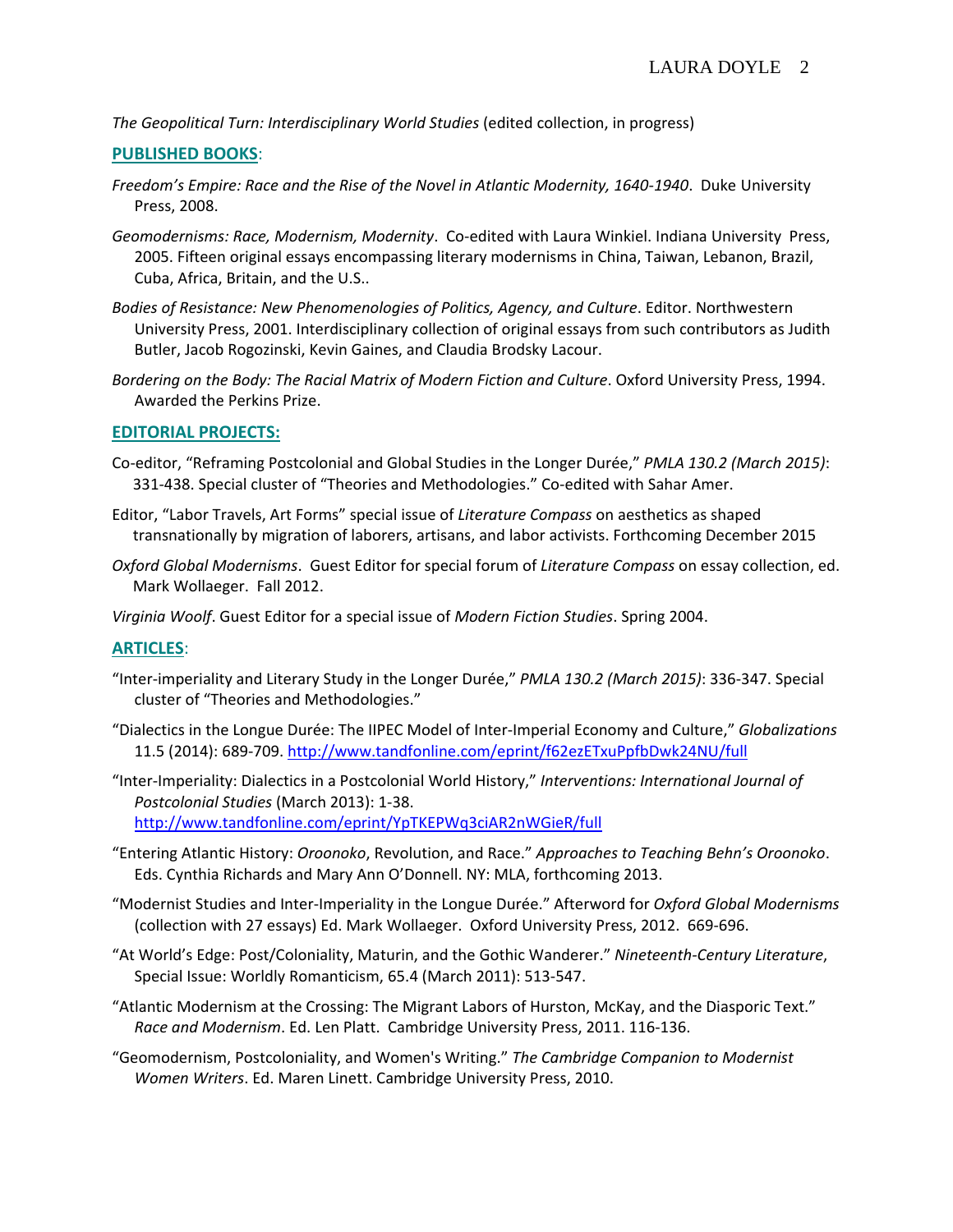*The Geopolitical Turn: Interdisciplinary World Studies* (edited collection, in progress)

## PUBLISHED BOOKS:

*Freedom's Empire: Race and the Rise of the Novel in Atlantic Modernity, 1640-1940*. Duke University Press, 2008.

*Geomodernisms: Race, Modernism, Modernity*. Co-edited with Laura Winkiel. Indiana University Press, 2005. Fifteen original essays encompassing literary modernisms in China, Taiwan, Lebanon, Brazil, Cuba, Africa, Britain, and the U.S..

*Bodies of Resistance: New Phenomenologies of Politics, Agency, and Culture*. Editor. Northwestern University Press, 2001. Interdisciplinary collection of original essays from such contributors as Judith Butler, Jacob Rogozinski, Kevin Gaines, and Claudia Brodsky Lacour.

*Bordering on the Body: The Racial Matrix of Modern Fiction and Culture*. Oxford University Press, 1994. Awarded the Perkins Prize.

## EDITORIAL PROJECTS:

Co-editor, "Reframing Postcolonial and Global Studies in the Longer Durée," *PMLA 130.2 (March 2015)*: 331-438. Special cluster of "Theories and Methodologies." Co-edited with Sahar Amer.

Editor, "Labor Travels, Art Forms" special issue of *Literature Compass* on aesthetics as shaped transnationally by migration of laborers, artisans, and labor activists. Forthcoming December 2015

*Oxford Global Modernisms*. Guest Editor for special forum of *Literature Compass* on essay collection, ed. Mark Wollaeger. Fall 2012.

*Virginia Woolf*. Guest Editor for a special issue of *Modern Fiction Studies*. Spring 2004.

## ARTICLES:

"Inter-imperiality and Literary Study in the Longer Durée," *PMLA 130.2 (March 2015)*: 336-347. Special cluster of "Theories and Methodologies."

"Dialectics in the Longue Durée: The IIPEC Model of Inter-Imperial Economy and Culture," *Globalizations* 11.5 (2014): 689-709. http://www.tandfonline.com/eprint/f62ezETxuPpfbDwk24NU/full

"Inter-Imperiality: Dialectics in a Postcolonial World History," *Interventions: International Journal of Postcolonial Studies* (March 2013): 1-38. http://www.tandfonline.com/eprint/YpTKEPWq3ciAR2nWGieR/full

"Entering Atlantic History: *Oroonoko*, Revolution, and Race." *Approaches to Teaching Behn's Oroonoko*. Eds. Cynthia Richards and Mary Ann O'Donnell. NY: MLA, forthcoming 2013.

"Modernist Studies and Inter-Imperiality in the Longue Durée." Afterword for *Oxford Global Modernisms* (collection with 27 essays) Ed. Mark Wollaeger. Oxford University Press, 2012. 669-696.

"At World's Edge: Post/Coloniality, Maturin, and the Gothic Wanderer." *Nineteenth-Century Literature*, Special Issue: Worldly Romanticism, 65.4 (March 2011): 513-547.

"Atlantic Modernism at the Crossing: The Migrant Labors of Hurston, McKay, and the Diasporic Text." *Race and Modernism*. Ed. Len Platt. Cambridge University Press, 2011. 116-136.

"Geomodernism, Postcoloniality, and Women's Writing." *The Cambridge Companion to Modernist Women Writers*. Ed. Maren Linett. Cambridge University Press, 2010.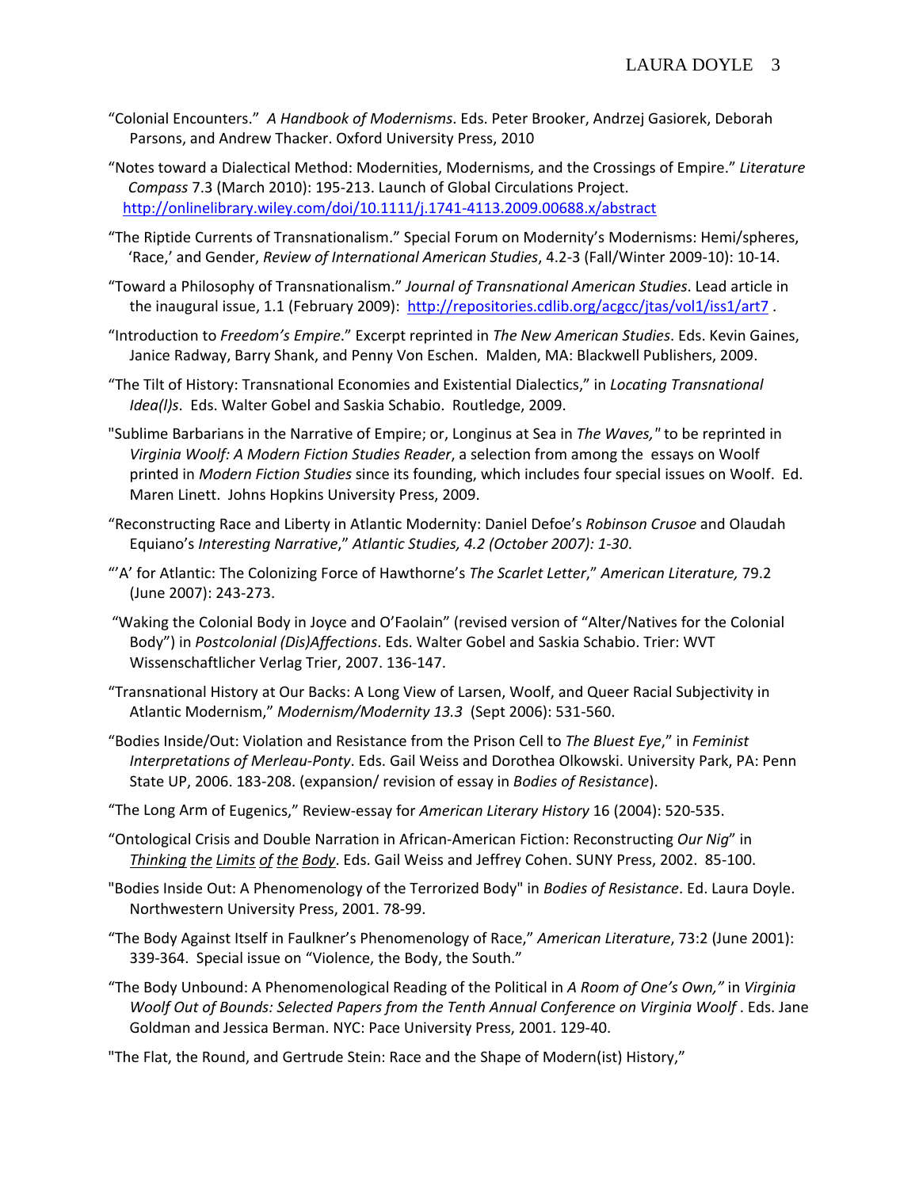"Colonial Encounters." *A Handbook of Modernisms*. Eds. Peter Brooker, Andrzej Gasiorek, Deborah Parsons, and Andrew Thacker. Oxford University Press, 2010

"Notes toward a Dialectical Method: Modernities, Modernisms, and the Crossings of Empire." *Literature Compass* 7.3 (March 2010): 195-213. Launch of Global Circulations Project. http://onlinelibrary.wiley.com/doi/10.1111/j.1741-4113.2009.00688.x/abstract

"The Riptide Currents of Transnationalism." Special Forum on Modernity's Modernisms: Hemi/spheres, 'Race,' and Gender, *Review of International American Studies*, 4.2-3 (Fall/Winter 2009-10): 10-14.

"Toward a Philosophy of Transnationalism." *Journal of Transnational American Studies*. Lead article in the inaugural issue, 1.1 (February 2009): http://repositories.cdlib.org/acgcc/jtas/vol1/iss1/art7 .

"Introduction to *Freedom's Empire*." Excerpt reprinted in *The New American Studies*. Eds. Kevin Gaines, Janice Radway, Barry Shank, and Penny Von Eschen. Malden, MA: Blackwell Publishers, 2009.

"The Tilt of History: Transnational Economies and Existential Dialectics," in *Locating Transnational Idea(l)s*. Eds. Walter Gobel and Saskia Schabio. Routledge, 2009.

"Sublime Barbarians in the Narrative of Empire; or, Longinus at Sea in *The Waves,*" to be reprinted in *Virginia Woolf: A Modern Fiction Studies Reader*, a selection from among the essays on Woolf printed in *Modern Fiction Studies* since its founding, which includes four special issues on Woolf. Ed. Maren Linett. Johns Hopkins University Press, 2009.

"Reconstructing Race and Liberty in Atlantic Modernity: Daniel Defoe's *Robinson Crusoe* and Olaudah Equiano's *Interesting Narrative*," *Atlantic Studies, 4.2 (October 2007): 1-30*.

"'A' for Atlantic: The Colonizing Force of Hawthorne's *The Scarlet Letter*," *American Literature,* 79.2 (June 2007): 243-273.

"Waking the Colonial Body in Joyce and O'Faolain" (revised version of "Alter/Natives for the Colonial Body") in *Postcolonial (Dis)Affections*. Eds. Walter Gobel and Saskia Schabio. Trier: WVT Wissenschaftlicher Verlag Trier, 2007. 136-147.

"Transnational History at Our Backs: A Long View of Larsen, Woolf, and Queer Racial Subjectivity in Atlantic Modernism," *Modernism/Modernity 13.3* (Sept 2006): 531-560.

"Bodies Inside/Out: Violation and Resistance from the Prison Cell to *The Bluest Eye*," in *Feminist Interpretations of Merleau-Ponty*. Eds. Gail Weiss and Dorothea Olkowski. University Park, PA: Penn State UP, 2006. 183-208. (expansion/ revision of essay in *Bodies of Resistance*).

"The Long Arm of Eugenics," Review-essay for *American Literary History* 16 (2004): 520-535.

"Ontological Crisis and Double Narration in African-American Fiction: Reconstructing *Our Nig*" in *Thinking the Limits of the Body*. Eds. Gail Weiss and Jeffrey Cohen. SUNY Press, 2002. 85-100.

"Bodies Inside Out: A Phenomenology of the Terrorized Body" in *Bodies of Resistance*. Ed. Laura Doyle. Northwestern University Press, 2001. 78-99.

"The Body Against Itself in Faulkner's Phenomenology of Race," *American Literature*, 73:2 (June 2001): 339-364. Special issue on "Violence, the Body, the South."

"The Body Unbound: A Phenomenological Reading of the Political in *A Room of One's Own,"* in *Virginia Woolf Out of Bounds: Selected Papers from the Tenth Annual Conference on Virginia Woolf* . Eds. Jane Goldman and Jessica Berman. NYC: Pace University Press, 2001. 129-40.

"The Flat, the Round, and Gertrude Stein: Race and the Shape of Modern(ist) History,"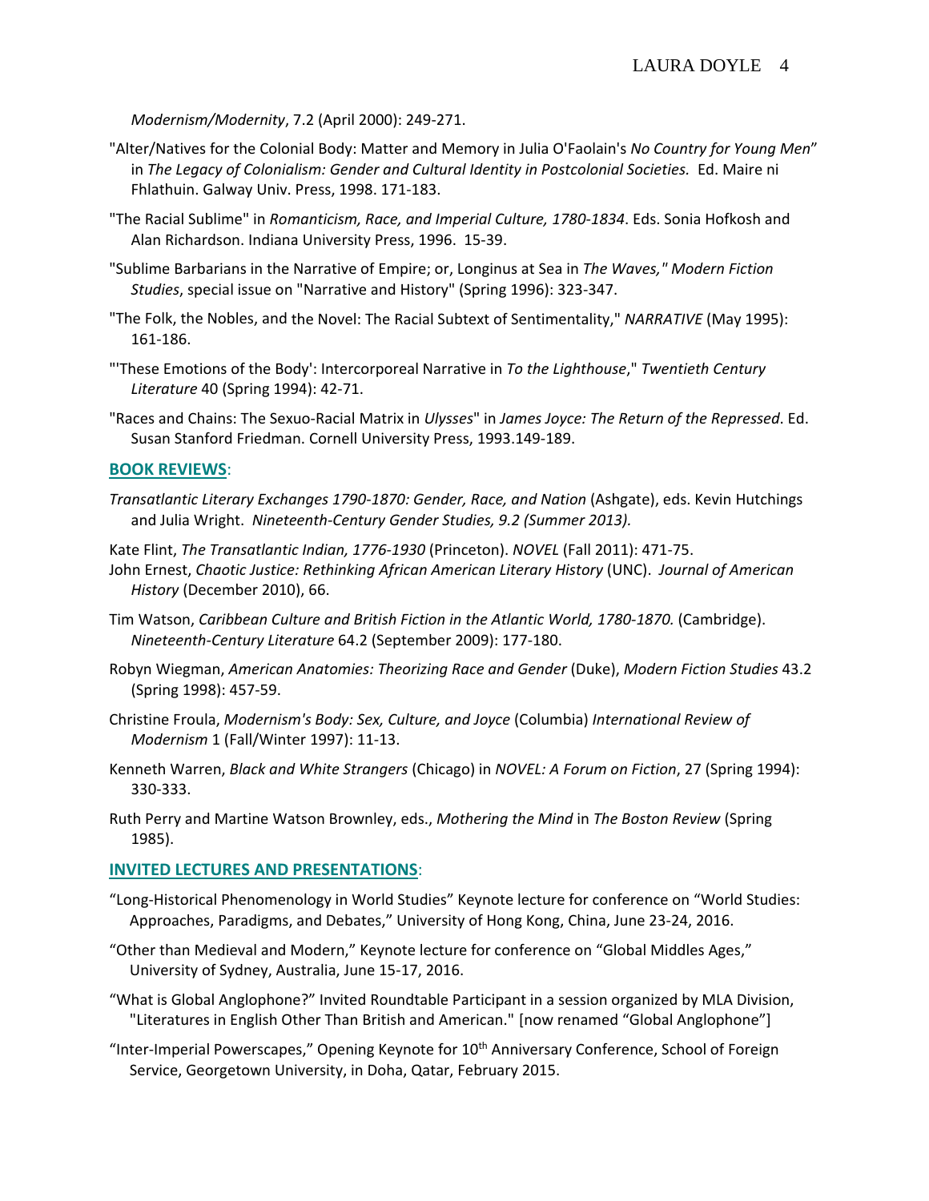*Modernism/Modernity*, 7.2 (April 2000): 249-271.

"Alter/Natives for the Colonial Body: Matter and Memory in Julia O'Faolain's *No Country for Young Men*" in *The Legacy of Colonialism: Gender and Cultural Identity in Postcolonial Societies.* Ed. Maire ni Fhlathuin. Galway Univ. Press, 1998. 171-183.

"The Racial Sublime" in *Romanticism, Race, and Imperial Culture, 1780-1834*. Eds. Sonia Hofkosh and Alan Richardson. Indiana University Press, 1996. 15-39.

"Sublime Barbarians in the Narrative of Empire; or, Longinus at Sea in *The Waves," Modern Fiction Studies*, special issue on "Narrative and History" (Spring 1996): 323-347.

"The Folk, the Nobles, and the Novel: The Racial Subtext of Sentimentality," *NARRATIVE* (May 1995): 161-186.

"'These Emotions of the Body': Intercorporeal Narrative in *To the Lighthouse*," *Twentieth Century Literature* 40 (Spring 1994): 42-71.

"Races and Chains: The Sexuo-Racial Matrix in *Ulysses*" in *James Joyce: The Return of the Repressed*. Ed. Susan Stanford Friedman. Cornell University Press, 1993.149-189.

## BOOK REVIEWS:

*Transatlantic Literary Exchanges 1790-1870: Gender, Race, and Nation* (Ashgate), eds. Kevin Hutchings and Julia Wright. *Nineteenth-Century Gender Studies, 9.2 (Summer 2013).*

Kate Flint, *The Transatlantic Indian, 1776-1930* (Princeton). *NOVEL* (Fall 2011): 471-75.

John Ernest, *Chaotic Justice: Rethinking African American Literary History* (UNC). *Journal of American History* (December 2010), 66.

Tim Watson, *Caribbean Culture and British Fiction in the Atlantic World, 1780-1870.* (Cambridge). *Nineteenth-Century Literature* 64.2 (September 2009): 177-180.

Robyn Wiegman, *American Anatomies: Theorizing Race and Gender* (Duke), *Modern Fiction Studies* 43.2 (Spring 1998): 457-59.

Christine Froula, *Modernism's Body: Sex, Culture, and Joyce* (Columbia) *International Review of Modernism* 1 (Fall/Winter 1997): 11-13.

Kenneth Warren, *Black and White Strangers* (Chicago) in *NOVEL: A Forum on Fiction*, 27 (Spring 1994): 330-333.

Ruth Perry and Martine Watson Brownley, eds., *Mothering the Mind* in *The Boston Review* (Spring 1985).

## INVITED LECTURES AND PRESENTATIONS:

"Long-Historical Phenomenology in World Studies" Keynote lecture for conference on "World Studies: Approaches, Paradigms, and Debates," University of Hong Kong, China, June 23-24, 2016.

"Other than Medieval and Modern," Keynote lecture for conference on "Global Middles Ages," University of Sydney, Australia, June 15-17, 2016.

"What is Global Anglophone?" Invited Roundtable Participant in a session organized by MLA Division, "Literatures in English Other Than British and American." [now renamed "Global Anglophone"]

"Inter-Imperial Powerscapes," Opening Keynote for 10th Anniversary Conference, School of Foreign Service, Georgetown University, in Doha, Qatar, February 2015.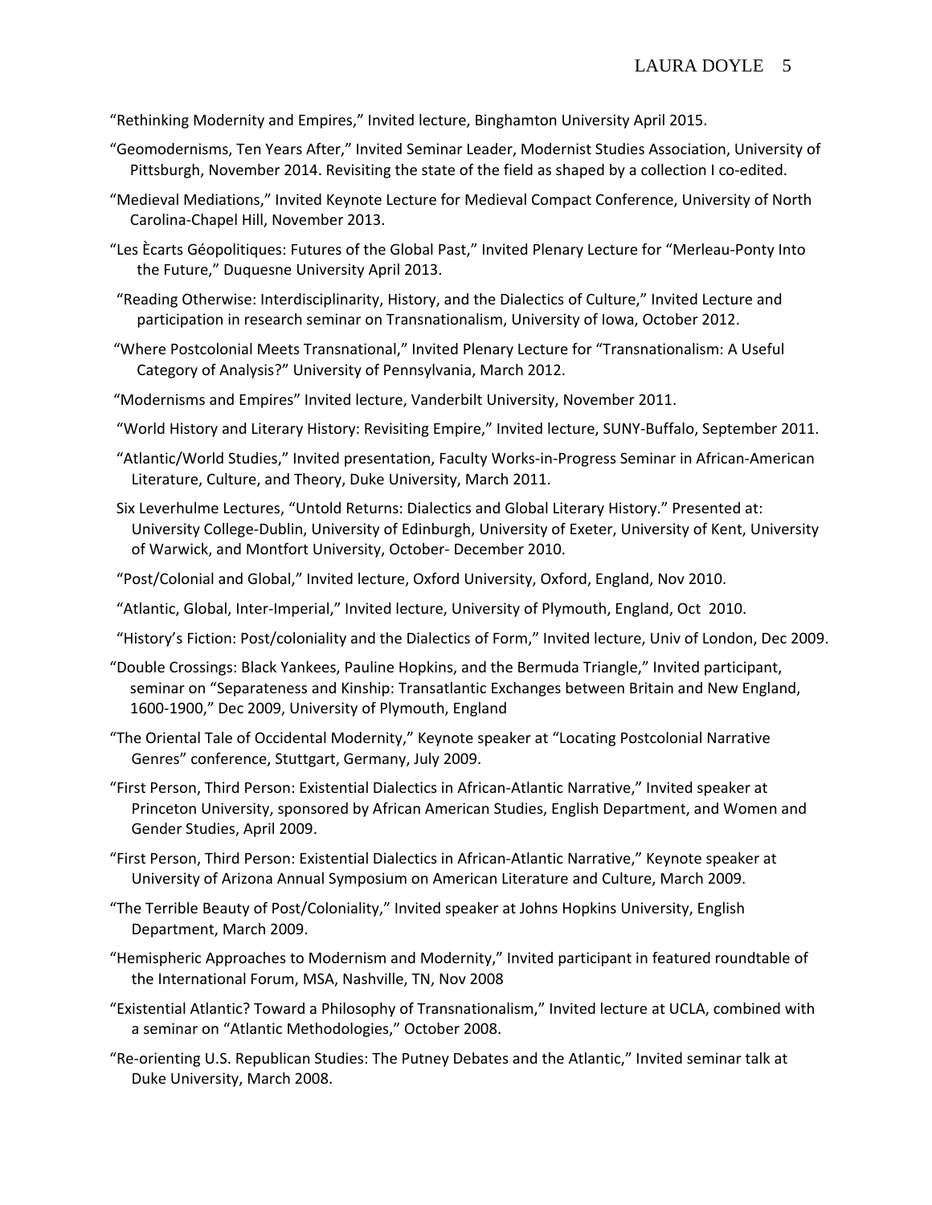"Rethinking Modernity and Empires," Invited lecture, Binghamton University April 2015.

"Geomodernisms, Ten Years After," Invited Seminar Leader, Modernist Studies Association, University of Pittsburgh, November 2014. Revisiting the state of the field as shaped by a collection I co-edited.

"Medieval Mediations," Invited Keynote Lecture for Medieval Compact Conference, University of North Carolina-Chapel Hill, November 2013.

"Les Ècarts Géopolitiques: Futures of the Global Past," Invited Plenary Lecture for "Merleau-Ponty Into the Future," Duquesne University April 2013.

"Reading Otherwise: Interdisciplinarity, History, and the Dialectics of Culture," Invited Lecture and participation in research seminar on Transnationalism, University of Iowa, October 2012.

"Where Postcolonial Meets Transnational," Invited Plenary Lecture for "Transnationalism: A Useful Category of Analysis?" University of Pennsylvania, March 2012.

"Modernisms and Empires" Invited lecture, Vanderbilt University, November 2011.

"World History and Literary History: Revisiting Empire," Invited lecture, SUNY-Buffalo, September 2011.

"Atlantic/World Studies," Invited presentation, Faculty Works-in-Progress Seminar in African-American Literature, Culture, and Theory, Duke University, March 2011.

Six Leverhulme Lectures, "Untold Returns: Dialectics and Global Literary History." Presented at: University College-Dublin, University of Edinburgh, University of Exeter, University of Kent, University of Warwick, and Montfort University, October- December 2010.

"Post/Colonial and Global," Invited lecture, Oxford University, Oxford, England, Nov 2010.

"Atlantic, Global, Inter-Imperial," Invited lecture, University of Plymouth, England, Oct 2010.

"History's Fiction: Post/coloniality and the Dialectics of Form," Invited lecture, Univ of London, Dec 2009.

"Double Crossings: Black Yankees, Pauline Hopkins, and the Bermuda Triangle," Invited participant, seminar on "Separateness and Kinship: Transatlantic Exchanges between Britain and New England, 1600-1900," Dec 2009, University of Plymouth, England

"The Oriental Tale of Occidental Modernity," Keynote speaker at "Locating Postcolonial Narrative Genres" conference, Stuttgart, Germany, July 2009.

"First Person, Third Person: Existential Dialectics in African-Atlantic Narrative," Invited speaker at Princeton University, sponsored by African American Studies, English Department, and Women and Gender Studies, April 2009.

"First Person, Third Person: Existential Dialectics in African-Atlantic Narrative," Keynote speaker at University of Arizona Annual Symposium on American Literature and Culture, March 2009.

"The Terrible Beauty of Post/Coloniality," Invited speaker at Johns Hopkins University, English Department, March 2009.

"Hemispheric Approaches to Modernism and Modernity," Invited participant in featured roundtable of the International Forum, MSA, Nashville, TN, Nov 2008

"Existential Atlantic? Toward a Philosophy of Transnationalism," Invited lecture at UCLA, combined with a seminar on "Atlantic Methodologies," October 2008.

"Re-orienting U.S. Republican Studies: The Putney Debates and the Atlantic," Invited seminar talk at Duke University, March 2008.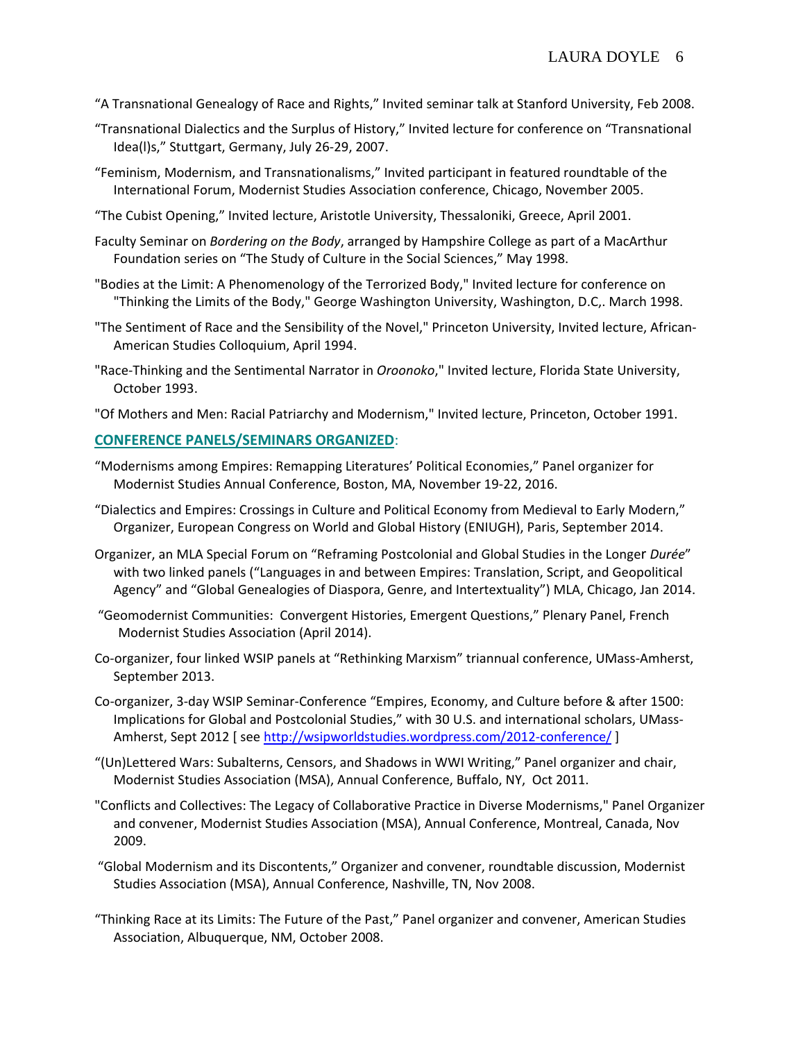"A Transnational Genealogy of Race and Rights," Invited seminar talk at Stanford University, Feb 2008.

"Transnational Dialectics and the Surplus of History," Invited lecture for conference on "Transnational Idea(l)s," Stuttgart, Germany, July 26-29, 2007.

"Feminism, Modernism, and Transnationalisms," Invited participant in featured roundtable of the International Forum, Modernist Studies Association conference, Chicago, November 2005.

"The Cubist Opening," Invited lecture, Aristotle University, Thessaloniki, Greece, April 2001.

Faculty Seminar on *Bordering on the Body*, arranged by Hampshire College as part of a MacArthur Foundation series on "The Study of Culture in the Social Sciences," May 1998.

"Bodies at the Limit: A Phenomenology of the Terrorized Body," Invited lecture for conference on "Thinking the Limits of the Body," George Washington University, Washington, D.C,. March 1998.

"The Sentiment of Race and the Sensibility of the Novel," Princeton University, Invited lecture, African-American Studies Colloquium, April 1994.

"Race-Thinking and the Sentimental Narrator in *Oroonoko*," Invited lecture, Florida State University, October 1993.

"Of Mothers and Men: Racial Patriarchy and Modernism," Invited lecture, Princeton, October 1991.

## CONFERENCE PANELS/SEMINARS ORGANIZED:

"Modernisms among Empires: Remapping Literatures' Political Economies," Panel organizer for Modernist Studies Annual Conference, Boston, MA, November 19-22, 2016.

"Dialectics and Empires: Crossings in Culture and Political Economy from Medieval to Early Modern," Organizer, European Congress on World and Global History (ENIUGH), Paris, September 2014.

Organizer, an MLA Special Forum on "Reframing Postcolonial and Global Studies in the Longer *Durée*" with two linked panels ("Languages in and between Empires: Translation, Script, and Geopolitical Agency" and "Global Genealogies of Diaspora, Genre, and Intertextuality") MLA, Chicago, Jan 2014.

"Geomodernist Communities: Convergent Histories, Emergent Questions," Plenary Panel, French Modernist Studies Association (April 2014).

Co-organizer, four linked WSIP panels at "Rethinking Marxism" triannual conference, UMass-Amherst, September 2013.

Co-organizer, 3-day WSIP Seminar-Conference "Empires, Economy, and Culture before & after 1500: Implications for Global and Postcolonial Studies," with 30 U.S. and international scholars, UMass-Amherst, Sept 2012 [ see http://wsipworldstudies.wordpress.com/2012-conference/ ]

"(Un)Lettered Wars: Subalterns, Censors, and Shadows in WWI Writing," Panel organizer and chair, Modernist Studies Association (MSA), Annual Conference, Buffalo, NY, Oct 2011.

"Conflicts and Collectives: The Legacy of Collaborative Practice in Diverse Modernisms," Panel Organizer and convener, Modernist Studies Association (MSA), Annual Conference, Montreal, Canada, Nov 2009.

"Global Modernism and its Discontents," Organizer and convener, roundtable discussion, Modernist Studies Association (MSA), Annual Conference, Nashville, TN, Nov 2008.

"Thinking Race at its Limits: The Future of the Past," Panel organizer and convener, American Studies Association, Albuquerque, NM, October 2008.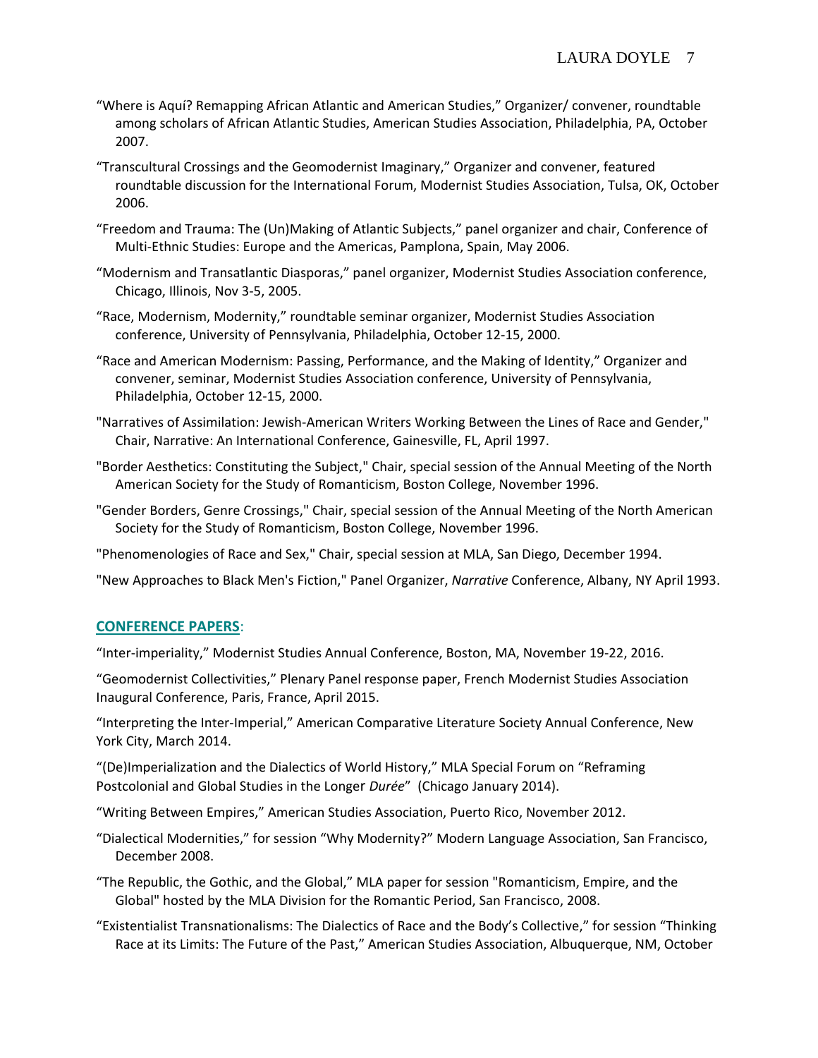"Where is Aquí? Remapping African Atlantic and American Studies," Organizer/ convener, roundtable among scholars of African Atlantic Studies, American Studies Association, Philadelphia, PA, October 2007.

"Transcultural Crossings and the Geomodernist Imaginary," Organizer and convener, featured roundtable discussion for the International Forum, Modernist Studies Association, Tulsa, OK, October 2006.

"Freedom and Trauma: The (Un)Making of Atlantic Subjects," panel organizer and chair, Conference of Multi-Ethnic Studies: Europe and the Americas, Pamplona, Spain, May 2006.

"Modernism and Transatlantic Diasporas," panel organizer, Modernist Studies Association conference, Chicago, Illinois, Nov 3-5, 2005.

"Race, Modernism, Modernity," roundtable seminar organizer, Modernist Studies Association conference, University of Pennsylvania, Philadelphia, October 12-15, 2000.

"Race and American Modernism: Passing, Performance, and the Making of Identity," Organizer and convener, seminar, Modernist Studies Association conference, University of Pennsylvania, Philadelphia, October 12-15, 2000.

"Narratives of Assimilation: Jewish-American Writers Working Between the Lines of Race and Gender," Chair, Narrative: An International Conference, Gainesville, FL, April 1997.

"Border Aesthetics: Constituting the Subject," Chair, special session of the Annual Meeting of the North American Society for the Study of Romanticism, Boston College, November 1996.

"Gender Borders, Genre Crossings," Chair, special session of the Annual Meeting of the North American Society for the Study of Romanticism, Boston College, November 1996.

"Phenomenologies of Race and Sex," Chair, special session at MLA, San Diego, December 1994.

"New Approaches to Black Men's Fiction," Panel Organizer, *Narrative* Conference, Albany, NY April 1993.

## CONFERENCE PAPERS:

"Inter-imperiality," Modernist Studies Annual Conference, Boston, MA, November 19-22, 2016.

"Geomodernist Collectivities," Plenary Panel response paper, French Modernist Studies Association Inaugural Conference, Paris, France, April 2015.

"Interpreting the Inter-Imperial," American Comparative Literature Society Annual Conference, New York City, March 2014.

"(De)Imperialization and the Dialectics of World History," MLA Special Forum on "Reframing Postcolonial and Global Studies in the Longer *Durée*" (Chicago January 2014).

"Writing Between Empires," American Studies Association, Puerto Rico, November 2012.

"Dialectical Modernities," for session "Why Modernity?" Modern Language Association, San Francisco, December 2008.

"The Republic, the Gothic, and the Global," MLA paper for session "Romanticism, Empire, and the Global" hosted by the MLA Division for the Romantic Period, San Francisco, 2008.

"Existentialist Transnationalisms: The Dialectics of Race and the Body's Collective," for session "Thinking Race at its Limits: The Future of the Past," American Studies Association, Albuquerque, NM, October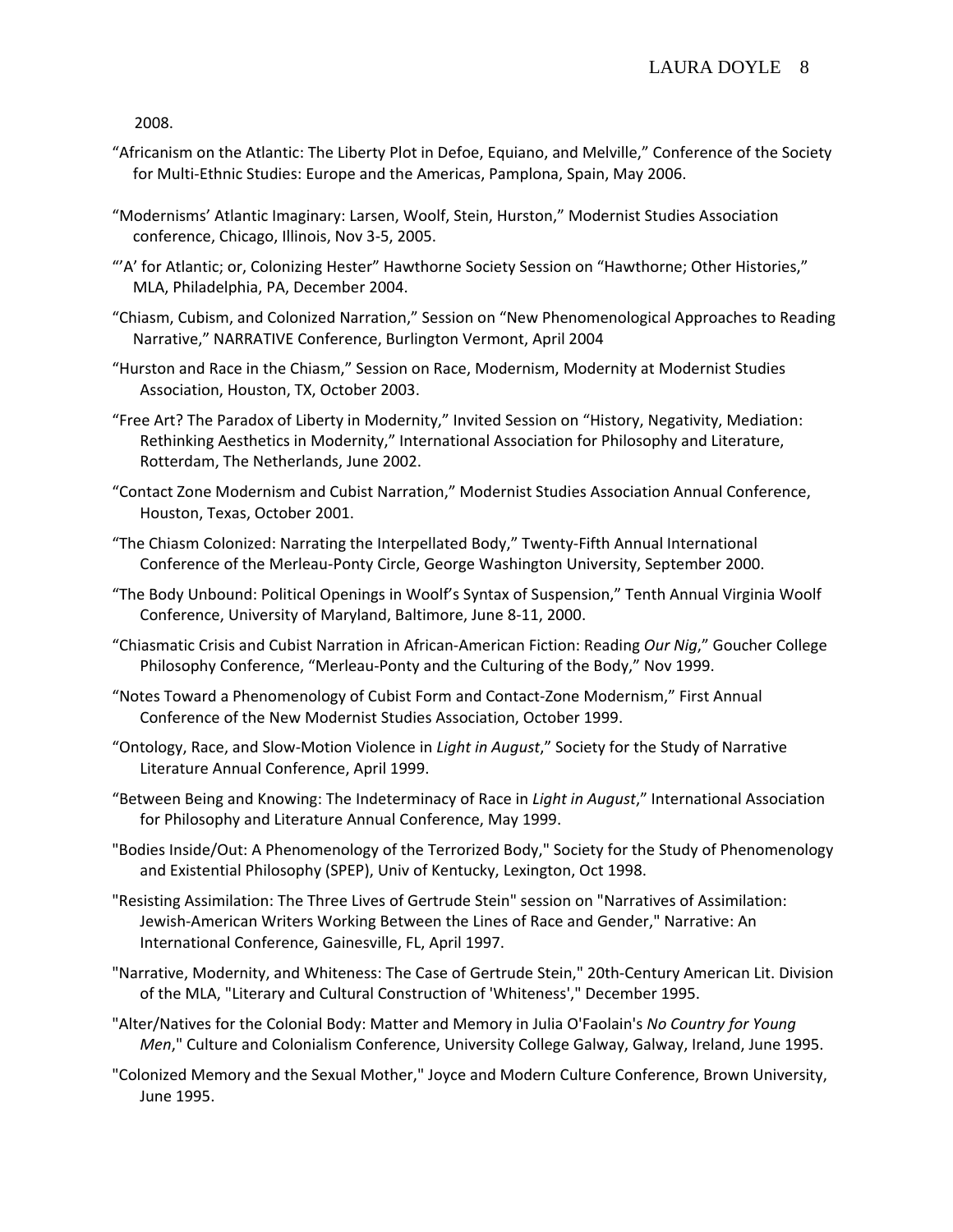2008.

“Africanism on the Atlantic: The Liberty Plot in Defoe, Equiano, and Melville,” Conference of the Society for Multi-Ethnic Studies: Europe and the Americas, Pamplona, Spain, May 2006.

“Modernisms’ Atlantic Imaginary: Larsen, Woolf, Stein, Hurston,” Modernist Studies Association conference, Chicago, Illinois, Nov 3-5, 2005.

“’A’ for Atlantic; or, Colonizing Hester” Hawthorne Society Session on “Hawthorne; Other Histories,” MLA, Philadelphia, PA, December 2004.

“Chiasm, Cubism, and Colonized Narration,” Session on “New Phenomenological Approaches to Reading Narrative,” NARRATIVE Conference, Burlington Vermont, April 2004

“Hurston and Race in the Chiasm,” Session on Race, Modernism, Modernity at Modernist Studies Association, Houston, TX, October 2003.

“Free Art? The Paradox of Liberty in Modernity,” Invited Session on “History, Negativity, Mediation: Rethinking Aesthetics in Modernity,” International Association for Philosophy and Literature, Rotterdam, The Netherlands, June 2002.

“Contact Zone Modernism and Cubist Narration,” Modernist Studies Association Annual Conference, Houston, Texas, October 2001.

“The Chiasm Colonized: Narrating the Interpellated Body,” Twenty-Fifth Annual International Conference of the Merleau-Ponty Circle, George Washington University, September 2000.

“The Body Unbound: Political Openings in Woolf’s Syntax of Suspension,” Tenth Annual Virginia Woolf Conference, University of Maryland, Baltimore, June 8-11, 2000.

“Chiasmatic Crisis and Cubist Narration in African-American Fiction: Reading *Our Nig*,” Goucher College Philosophy Conference, “Merleau-Ponty and the Culturing of the Body,” Nov 1999.

“Notes Toward a Phenomenology of Cubist Form and Contact-Zone Modernism,” First Annual Conference of the New Modernist Studies Association, October 1999.

“Ontology, Race, and Slow-Motion Violence in *Light in August*,” Society for the Study of Narrative Literature Annual Conference, April 1999.

“Between Being and Knowing: The Indeterminacy of Race in *Light in August*,” International Association for Philosophy and Literature Annual Conference, May 1999.

"Bodies Inside/Out: A Phenomenology of the Terrorized Body," Society for the Study of Phenomenology and Existential Philosophy (SPEP), Univ of Kentucky, Lexington, Oct 1998.

"Resisting Assimilation: The Three Lives of Gertrude Stein" session on "Narratives of Assimilation: Jewish-American Writers Working Between the Lines of Race and Gender," Narrative: An International Conference, Gainesville, FL, April 1997.

"Narrative, Modernity, and Whiteness: The Case of Gertrude Stein," 20th-Century American Lit. Division of the MLA, "Literary and Cultural Construction of 'Whiteness'," December 1995.

"Alter/Natives for the Colonial Body: Matter and Memory in Julia O'Faolain's *No Country for Young Men*," Culture and Colonialism Conference, University College Galway, Galway, Ireland, June 1995.

"Colonized Memory and the Sexual Mother," Joyce and Modern Culture Conference, Brown University, June 1995.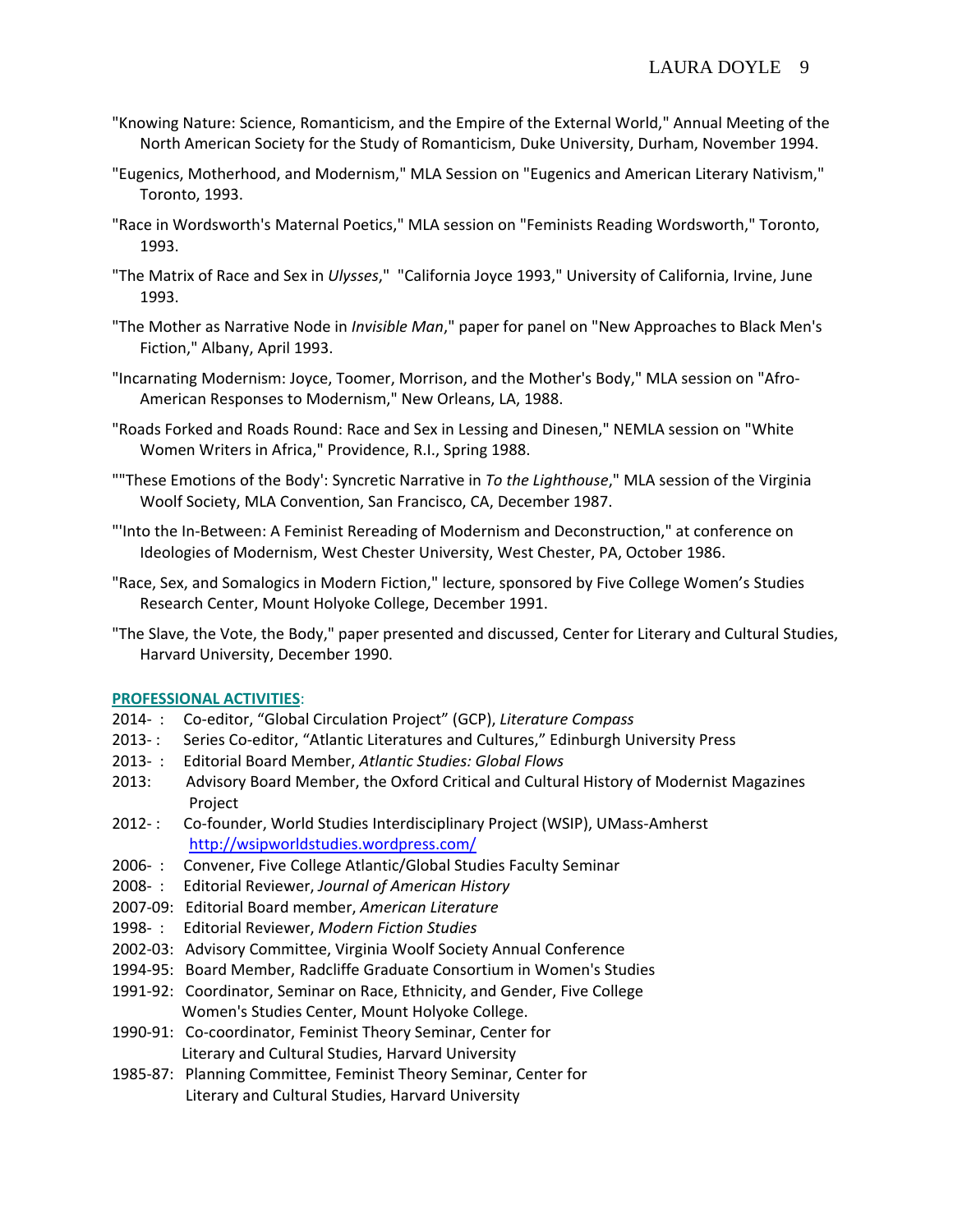"Knowing Nature: Science, Romanticism, and the Empire of the External World," Annual Meeting of the North American Society for the Study of Romanticism, Duke University, Durham, November 1994.

"Eugenics, Motherhood, and Modernism," MLA Session on "Eugenics and American Literary Nativism," Toronto, 1993.

"Race in Wordsworth's Maternal Poetics," MLA session on "Feminists Reading Wordsworth," Toronto, 1993.

"The Matrix of Race and Sex in *Ulysses*," "California Joyce 1993," University of California, Irvine, June 1993.

"The Mother as Narrative Node in *Invisible Man*," paper for panel on "New Approaches to Black Men's Fiction," Albany, April 1993.

"Incarnating Modernism: Joyce, Toomer, Morrison, and the Mother's Body," MLA session on "Afro-American Responses to Modernism," New Orleans, LA, 1988.

"Roads Forked and Roads Round: Race and Sex in Lessing and Dinesen," NEMLA session on "White Women Writers in Africa," Providence, R.I., Spring 1988.

""These Emotions of the Body': Syncretic Narrative in *To the Lighthouse*," MLA session of the Virginia Woolf Society, MLA Convention, San Francisco, CA, December 1987.

"'Into the In-Between: A Feminist Rereading of Modernism and Deconstruction," at conference on Ideologies of Modernism, West Chester University, West Chester, PA, October 1986.

"Race, Sex, and Somalogics in Modern Fiction," lecture, sponsored by Five College Women's Studies Research Center, Mount Holyoke College, December 1991.

"The Slave, the Vote, the Body," paper presented and discussed, Center for Literary and Cultural Studies, Harvard University, December 1990.

## PROFESSIONAL ACTIVITIES:

2014- : Co-editor, "Global Circulation Project" (GCP), *Literature Compass*
2013- : Series Co-editor, "Atlantic Literatures and Cultures," Edinburgh University Press
2013- : Editorial Board Member, *Atlantic Studies: Global Flows*
2013: Advisory Board Member, the Oxford Critical and Cultural History of Modernist Magazines Project
2012- : Co-founder, World Studies Interdisciplinary Project (WSIP), UMass-Amherst http://wsipworldstudies.wordpress.com/
2006- : Convener, Five College Atlantic/Global Studies Faculty Seminar
2008- : Editorial Reviewer, *Journal of American History*
2007-09: Editorial Board member, *American Literature*
1998- : Editorial Reviewer, *Modern Fiction Studies*
2002-03: Advisory Committee, Virginia Woolf Society Annual Conference
1994-95: Board Member, Radcliffe Graduate Consortium in Women's Studies
1991-92: Coordinator, Seminar on Race, Ethnicity, and Gender, Five College Women's Studies Center, Mount Holyoke College.
1990-91: Co-coordinator, Feminist Theory Seminar, Center for Literary and Cultural Studies, Harvard University
1985-87: Planning Committee, Feminist Theory Seminar, Center for Literary and Cultural Studies, Harvard University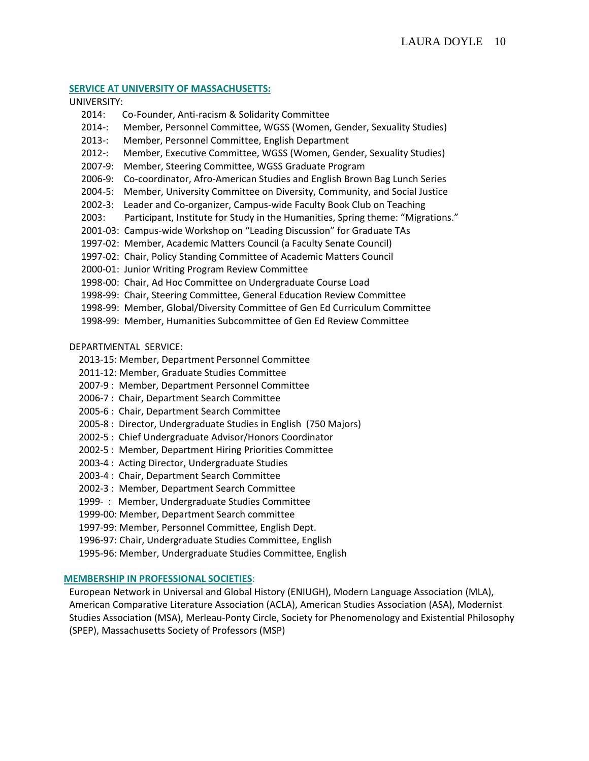## SERVICE AT UNIVERSITY OF MASSACHUSETTS:

UNIVERSITY:

- 2014: Co-Founder, Anti-racism & Solidarity Committee
- 2014-: Member, Personnel Committee, WGSS (Women, Gender, Sexuality Studies)
- 2013-: Member, Personnel Committee, English Department
- 2012-: Member, Executive Committee, WGSS (Women, Gender, Sexuality Studies)
- 2007-9: Member, Steering Committee, WGSS Graduate Program
- 2006-9: Co-coordinator, Afro-American Studies and English Brown Bag Lunch Series
- 2004-5: Member, University Committee on Diversity, Community, and Social Justice
- 2002-3: Leader and Co-organizer, Campus-wide Faculty Book Club on Teaching
- 2003: Participant, Institute for Study in the Humanities, Spring theme: "Migrations."
- 2001-03: Campus-wide Workshop on "Leading Discussion" for Graduate TAs
- 1997-02: Member, Academic Matters Council (a Faculty Senate Council)
- 1997-02: Chair, Policy Standing Committee of Academic Matters Council
- 2000-01: Junior Writing Program Review Committee
- 1998-00: Chair, Ad Hoc Committee on Undergraduate Course Load
- 1998-99: Chair, Steering Committee, General Education Review Committee
- 1998-99: Member, Global/Diversity Committee of Gen Ed Curriculum Committee
- 1998-99: Member, Humanities Subcommittee of Gen Ed Review Committee

DEPARTMENTAL SERVICE:

- 2013-15: Member, Department Personnel Committee
- 2011-12: Member, Graduate Studies Committee
- 2007-9 : Member, Department Personnel Committee
- 2006-7 : Chair, Department Search Committee
- 2005-6 : Chair, Department Search Committee
- 2005-8 : Director, Undergraduate Studies in English (750 Majors)
- 2002-5 : Chief Undergraduate Advisor/Honors Coordinator
- 2002-5 : Member, Department Hiring Priorities Committee
- 2003-4 : Acting Director, Undergraduate Studies
- 2003-4 : Chair, Department Search Committee
- 2002-3 : Member, Department Search Committee
- 1999- : Member, Undergraduate Studies Committee
- 1999-00: Member, Department Search committee
- 1997-99: Member, Personnel Committee, English Dept.
- 1996-97: Chair, Undergraduate Studies Committee, English
- 1995-96: Member, Undergraduate Studies Committee, English

## MEMBERSHIP IN PROFESSIONAL SOCIETIES:

European Network in Universal and Global History (ENIUGH), Modern Language Association (MLA), American Comparative Literature Association (ACLA), American Studies Association (ASA), Modernist Studies Association (MSA), Merleau-Ponty Circle, Society for Phenomenology and Existential Philosophy (SPEP), Massachusetts Society of Professors (MSP)